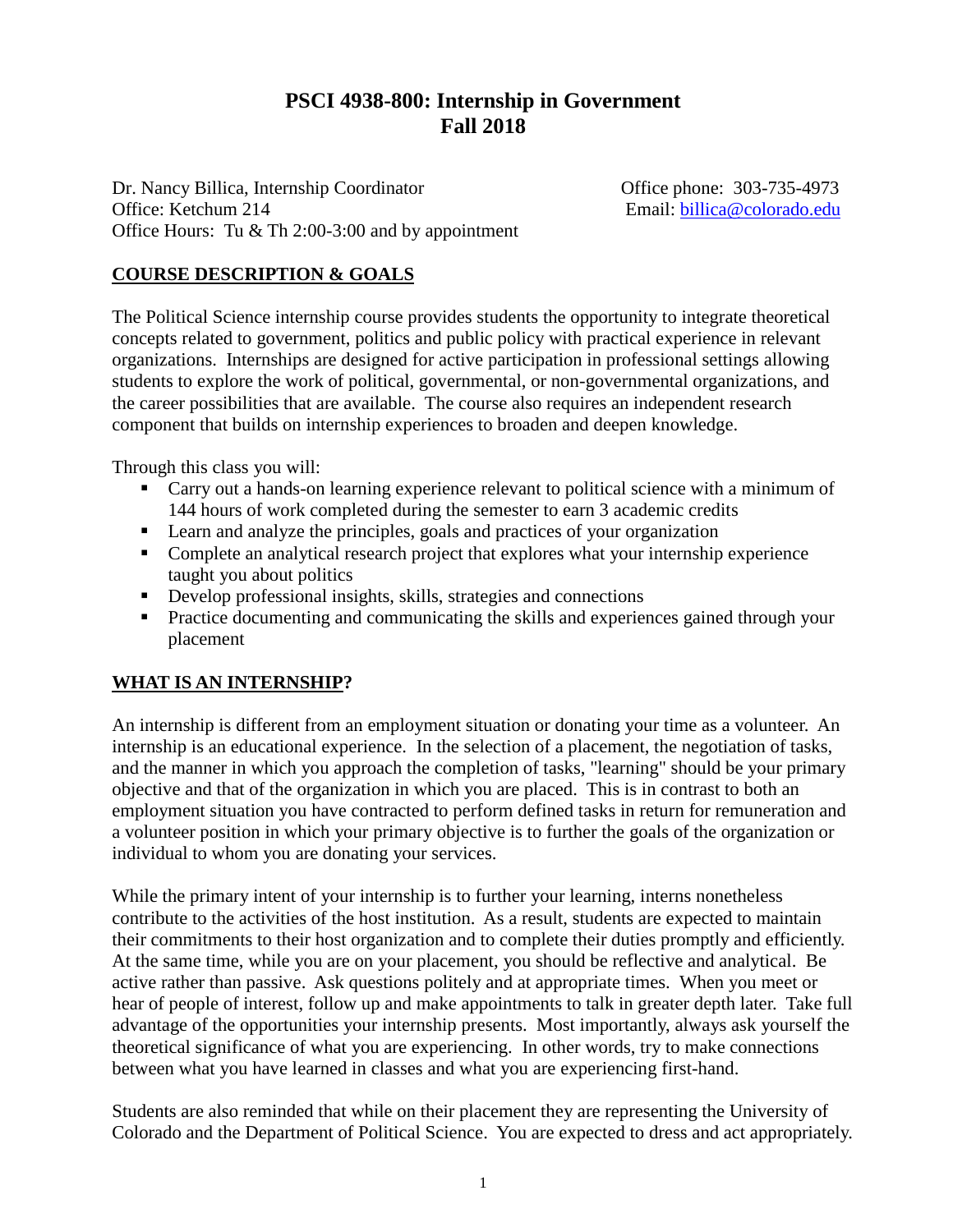# PSCI 4938-800: Internship in Government
# Fall 2018

Dr. Nancy Billica, Internship Coordinator
Office: Ketchum 214
Office Hours: Tu & Th 2:00-3:00 and by appointment

Office phone: 303-735-4973
Email: billica@colorado.edu

## COURSE DESCRIPTION & GOALS

The Political Science internship course provides students the opportunity to integrate theoretical concepts related to government, politics and public policy with practical experience in relevant organizations. Internships are designed for active participation in professional settings allowing students to explore the work of political, governmental, or non-governmental organizations, and the career possibilities that are available. The course also requires an independent research component that builds on internship experiences to broaden and deepen knowledge.

Through this class you will:

- Carry out a hands-on learning experience relevant to political science with a minimum of 144 hours of work completed during the semester to earn 3 academic credits
- Learn and analyze the principles, goals and practices of your organization
- Complete an analytical research project that explores what your internship experience taught you about politics
- Develop professional insights, skills, strategies and connections
- Practice documenting and communicating the skills and experiences gained through your placement

## WHAT IS AN INTERNSHIP?

An internship is different from an employment situation or donating your time as a volunteer. An internship is an educational experience. In the selection of a placement, the negotiation of tasks, and the manner in which you approach the completion of tasks, "learning" should be your primary objective and that of the organization in which you are placed. This is in contrast to both an employment situation you have contracted to perform defined tasks in return for remuneration and a volunteer position in which your primary objective is to further the goals of the organization or individual to whom you are donating your services.

While the primary intent of your internship is to further your learning, interns nonetheless contribute to the activities of the host institution. As a result, students are expected to maintain their commitments to their host organization and to complete their duties promptly and efficiently. At the same time, while you are on your placement, you should be reflective and analytical. Be active rather than passive. Ask questions politely and at appropriate times. When you meet or hear of people of interest, follow up and make appointments to talk in greater depth later. Take full advantage of the opportunities your internship presents. Most importantly, always ask yourself the theoretical significance of what you are experiencing. In other words, try to make connections between what you have learned in classes and what you are experiencing first-hand.

Students are also reminded that while on their placement they are representing the University of Colorado and the Department of Political Science. You are expected to dress and act appropriately.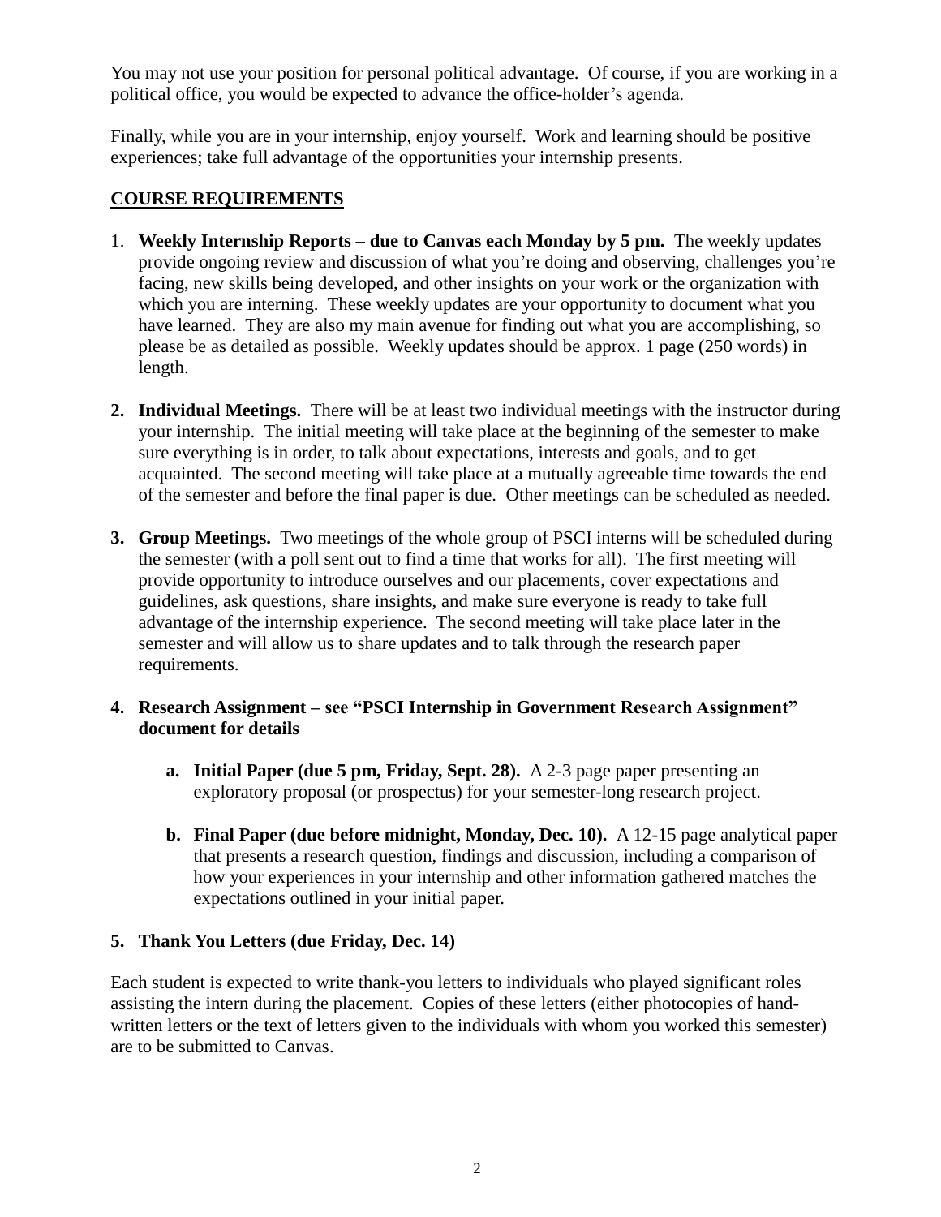You may not use your position for personal political advantage. Of course, if you are working in a political office, you would be expected to advance the office-holder's agenda.

Finally, while you are in your internship, enjoy yourself. Work and learning should be positive experiences; take full advantage of the opportunities your internship presents.

## COURSE REQUIREMENTS

1. **Weekly Internship Reports – due to Canvas each Monday by 5 pm.** The weekly updates provide ongoing review and discussion of what you're doing and observing, challenges you're facing, new skills being developed, and other insights on your work or the organization with which you are interning. These weekly updates are your opportunity to document what you have learned. They are also my main avenue for finding out what you are accomplishing, so please be as detailed as possible. Weekly updates should be approx. 1 page (250 words) in length.

2. **Individual Meetings.** There will be at least two individual meetings with the instructor during your internship. The initial meeting will take place at the beginning of the semester to make sure everything is in order, to talk about expectations, interests and goals, and to get acquainted. The second meeting will take place at a mutually agreeable time towards the end of the semester and before the final paper is due. Other meetings can be scheduled as needed.

3. **Group Meetings.** Two meetings of the whole group of PSCI interns will be scheduled during the semester (with a poll sent out to find a time that works for all). The first meeting will provide opportunity to introduce ourselves and our placements, cover expectations and guidelines, ask questions, share insights, and make sure everyone is ready to take full advantage of the internship experience. The second meeting will take place later in the semester and will allow us to share updates and to talk through the research paper requirements.

4. **Research Assignment – see "PSCI Internship in Government Research Assignment" document for details**

   a. **Initial Paper (due 5 pm, Friday, Sept. 28).** A 2-3 page paper presenting an exploratory proposal (or prospectus) for your semester-long research project.

   b. **Final Paper (due before midnight, Monday, Dec. 10).** A 12-15 page analytical paper that presents a research question, findings and discussion, including a comparison of how your experiences in your internship and other information gathered matches the expectations outlined in your initial paper.

5. **Thank You Letters (due Friday, Dec. 14)**

Each student is expected to write thank-you letters to individuals who played significant roles assisting the intern during the placement. Copies of these letters (either photocopies of hand-written letters or the text of letters given to the individuals with whom you worked this semester) are to be submitted to Canvas.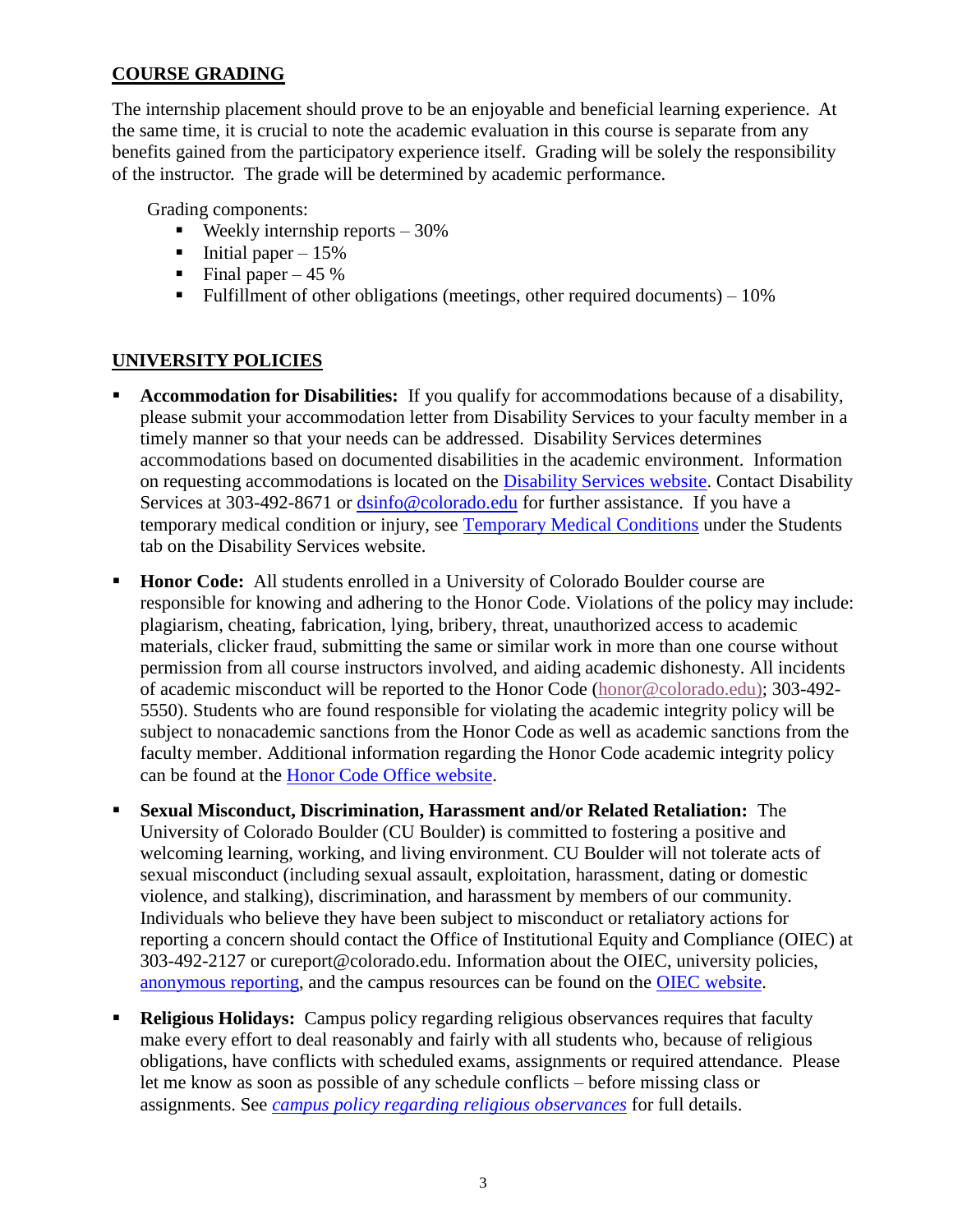## COURSE GRADING

The internship placement should prove to be an enjoyable and beneficial learning experience. At the same time, it is crucial to note the academic evaluation in this course is separate from any benefits gained from the participatory experience itself. Grading will be solely the responsibility of the instructor. The grade will be determined by academic performance.

Grading components:

- Weekly internship reports – 30%
- Initial paper – 15%
- Final paper – 45 %
- Fulfillment of other obligations (meetings, other required documents) – 10%

## UNIVERSITY POLICIES

- **Accommodation for Disabilities:** If you qualify for accommodations because of a disability, please submit your accommodation letter from Disability Services to your faculty member in a timely manner so that your needs can be addressed. Disability Services determines accommodations based on documented disabilities in the academic environment. Information on requesting accommodations is located on the Disability Services website. Contact Disability Services at 303-492-8671 or dsinfo@colorado.edu for further assistance. If you have a temporary medical condition or injury, see Temporary Medical Conditions under the Students tab on the Disability Services website.

- **Honor Code:** All students enrolled in a University of Colorado Boulder course are responsible for knowing and adhering to the Honor Code. Violations of the policy may include: plagiarism, cheating, fabrication, lying, bribery, threat, unauthorized access to academic materials, clicker fraud, submitting the same or similar work in more than one course without permission from all course instructors involved, and aiding academic dishonesty. All incidents of academic misconduct will be reported to the Honor Code (honor@colorado.edu); 303-492-5550). Students who are found responsible for violating the academic integrity policy will be subject to nonacademic sanctions from the Honor Code as well as academic sanctions from the faculty member. Additional information regarding the Honor Code academic integrity policy can be found at the Honor Code Office website.

- **Sexual Misconduct, Discrimination, Harassment and/or Related Retaliation:** The University of Colorado Boulder (CU Boulder) is committed to fostering a positive and welcoming learning, working, and living environment. CU Boulder will not tolerate acts of sexual misconduct (including sexual assault, exploitation, harassment, dating or domestic violence, and stalking), discrimination, and harassment by members of our community. Individuals who believe they have been subject to misconduct or retaliatory actions for reporting a concern should contact the Office of Institutional Equity and Compliance (OIEC) at 303-492-2127 or cureport@colorado.edu. Information about the OIEC, university policies, anonymous reporting, and the campus resources can be found on the OIEC website.

- **Religious Holidays:** Campus policy regarding religious observances requires that faculty make every effort to deal reasonably and fairly with all students who, because of religious obligations, have conflicts with scheduled exams, assignments or required attendance. Please let me know as soon as possible of any schedule conflicts – before missing class or assignments. See *campus policy regarding religious observances* for full details.